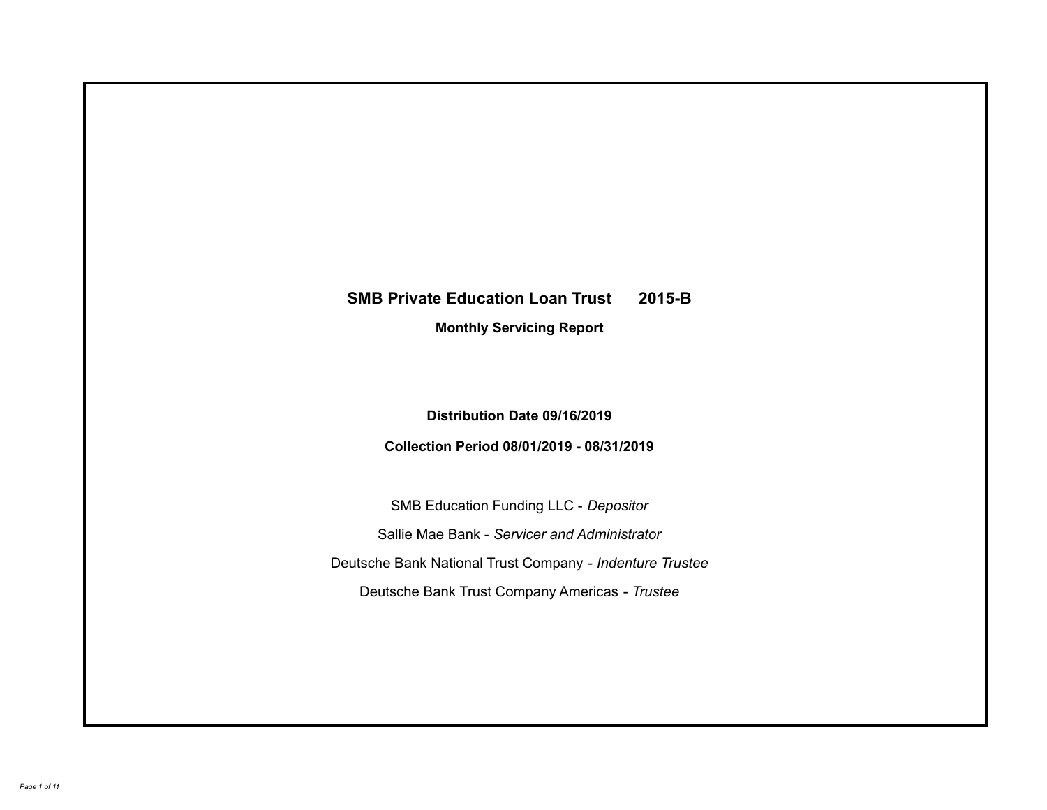# SMB Private Education Loan Trust 2015-B

## Monthly Servicing Report

**Distribution Date 09/16/2019**

**Collection Period 08/01/2019 - 08/31/2019**

SMB Education Funding LLC - *Depositor*

Sallie Mae Bank - *Servicer and Administrator*

Deutsche Bank National Trust Company - *Indenture Trustee*

Deutsche Bank Trust Company Americas - *Trustee*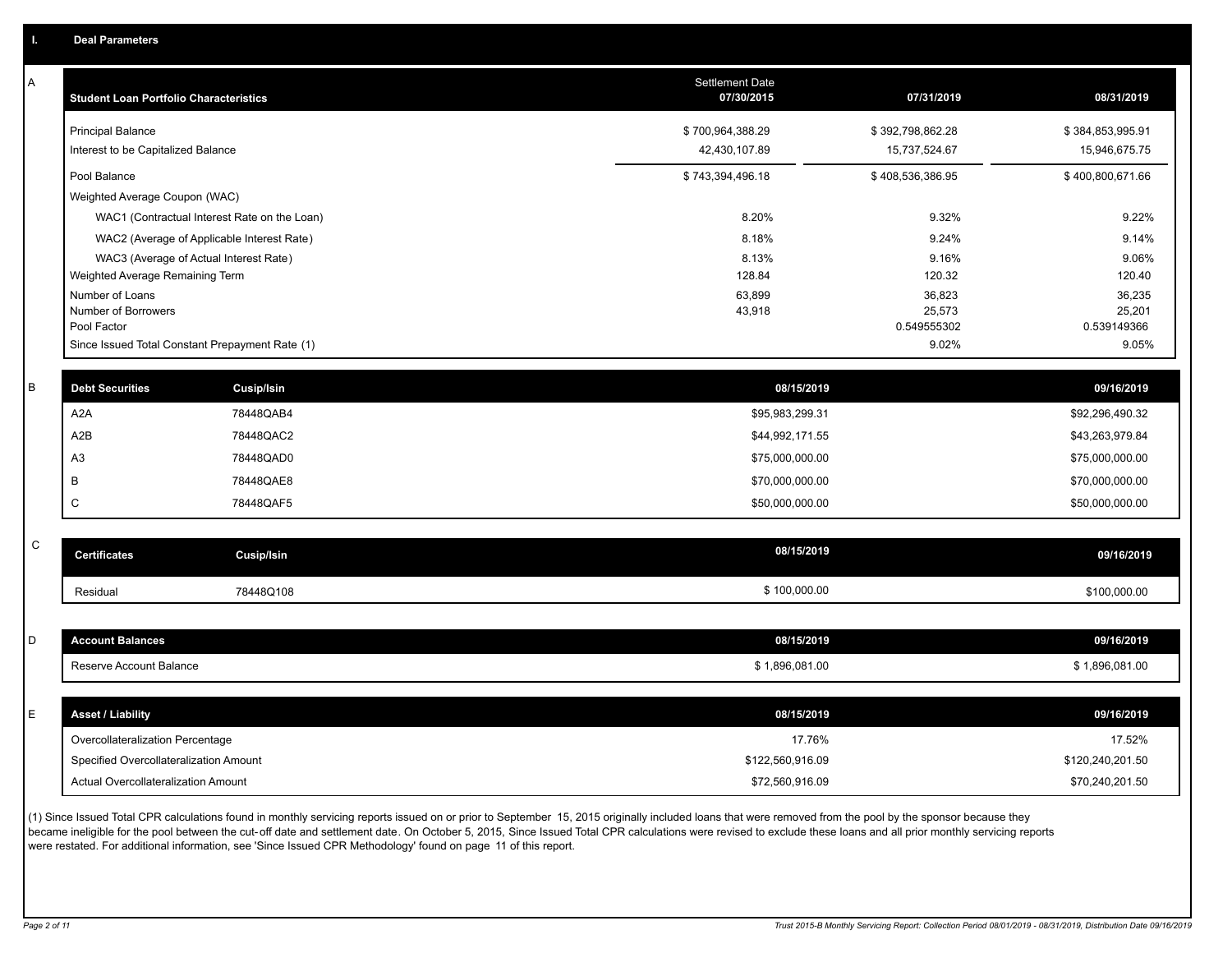## I. Deal Parameters

### A

| Student Loan Portfolio Characteristics | Settlement Date 07/30/2015 | 07/31/2019 | 08/31/2019 |
|---|---|---|---|
| Principal Balance | $ 700,964,388.29 | $ 392,798,862.28 | $ 384,853,995.91 |
| Interest to be Capitalized Balance | 42,430,107.89 | 15,737,524.67 | 15,946,675.75 |
| Pool Balance | $ 743,394,496.18 | $ 408,536,386.95 | $ 400,800,671.66 |
| Weighted Average Coupon (WAC) | | | |
| WAC1 (Contractual Interest Rate on the Loan) | 8.20% | 9.32% | 9.22% |
| WAC2 (Average of Applicable Interest Rate) | 8.18% | 9.24% | 9.14% |
| WAC3 (Average of Actual Interest Rate) | 8.13% | 9.16% | 9.06% |
| Weighted Average Remaining Term | 128.84 | 120.32 | 120.40 |
| Number of Loans | 63,899 | 36,823 | 36,235 |
| Number of Borrowers | 43,918 | 25,573 | 25,201 |
| Pool Factor | | 0.549555302 | 0.539149366 |
| Since Issued Total Constant Prepayment Rate (1) | | 9.02% | 9.05% |

### B

| Debt Securities | Cusip/Isin | 08/15/2019 | 09/16/2019 |
|---|---|---|---|
| A2A | 78448QAB4 | $95,983,299.31 | $92,296,490.32 |
| A2B | 78448QAC2 | $44,992,171.55 | $43,263,979.84 |
| A3 | 78448QAD0 | $75,000,000.00 | $75,000,000.00 |
| B | 78448QAE8 | $70,000,000.00 | $70,000,000.00 |
| C | 78448QAF5 | $50,000,000.00 | $50,000,000.00 |

### C

| Certificates | Cusip/Isin | 08/15/2019 | 09/16/2019 |
|---|---|---|---|
| Residual | 78448Q108 | $ 100,000.00 | $100,000.00 |

### D

| Account Balances | 08/15/2019 | 09/16/2019 |
|---|---|---|
| Reserve Account Balance | $ 1,896,081.00 | $ 1,896,081.00 |

### E

| Asset / Liability | 08/15/2019 | 09/16/2019 |
|---|---|---|
| Overcollateralization Percentage | 17.76% | 17.52% |
| Specified Overcollateralization Amount | $122,560,916.09 | $120,240,201.50 |
| Actual Overcollateralization Amount | $72,560,916.09 | $70,240,201.50 |

(1) Since Issued Total CPR calculations found in monthly servicing reports issued on or prior to September 15, 2015 originally included loans that were removed from the pool by the sponsor because they became ineligible for the pool between the cut-off date and settlement date. On October 5, 2015, Since Issued Total CPR calculations were revised to exclude these loans and all prior monthly servicing reports were restated. For additional information, see 'Since Issued CPR Methodology' found on page 11 of this report.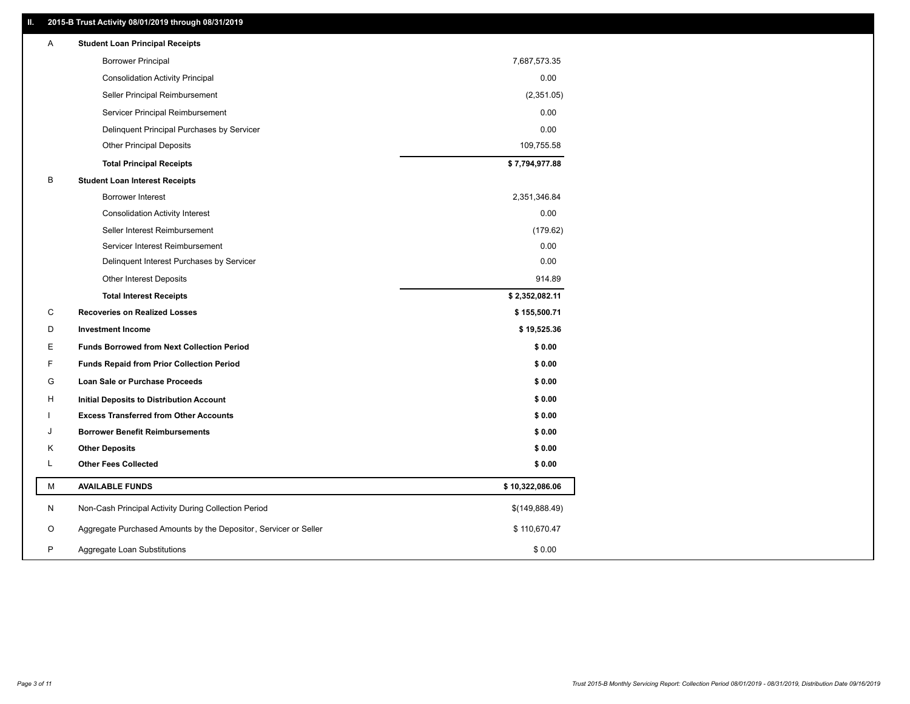## II. 2015-B Trust Activity 08/01/2019 through 08/31/2019

| | | |
|---|---|---|
| A | **Student Loan Principal Receipts** | |
| | Borrower Principal | 7,687,573.35 |
| | Consolidation Activity Principal | 0.00 |
| | Seller Principal Reimbursement | (2,351.05) |
| | Servicer Principal Reimbursement | 0.00 |
| | Delinquent Principal Purchases by Servicer | 0.00 |
| | Other Principal Deposits | 109,755.58 |
| | **Total Principal Receipts** | **$ 7,794,977.88** |
| B | **Student Loan Interest Receipts** | |
| | Borrower Interest | 2,351,346.84 |
| | Consolidation Activity Interest | 0.00 |
| | Seller Interest Reimbursement | (179.62) |
| | Servicer Interest Reimbursement | 0.00 |
| | Delinquent Interest Purchases by Servicer | 0.00 |
| | Other Interest Deposits | 914.89 |
| | **Total Interest Receipts** | **$ 2,352,082.11** |
| C | **Recoveries on Realized Losses** | **$ 155,500.71** |
| D | **Investment Income** | **$ 19,525.36** |
| E | **Funds Borrowed from Next Collection Period** | **$ 0.00** |
| F | **Funds Repaid from Prior Collection Period** | **$ 0.00** |
| G | **Loan Sale or Purchase Proceeds** | **$ 0.00** |
| H | **Initial Deposits to Distribution Account** | **$ 0.00** |
| I | **Excess Transferred from Other Accounts** | **$ 0.00** |
| J | **Borrower Benefit Reimbursements** | **$ 0.00** |
| K | **Other Deposits** | **$ 0.00** |
| L | **Other Fees Collected** | **$ 0.00** |
| M | **AVAILABLE FUNDS** | **$ 10,322,086.06** |
| N | Non-Cash Principal Activity During Collection Period | $(149,888.49) |
| O | Aggregate Purchased Amounts by the Depositor, Servicer or Seller | $ 110,670.47 |
| P | Aggregate Loan Substitutions | $ 0.00 |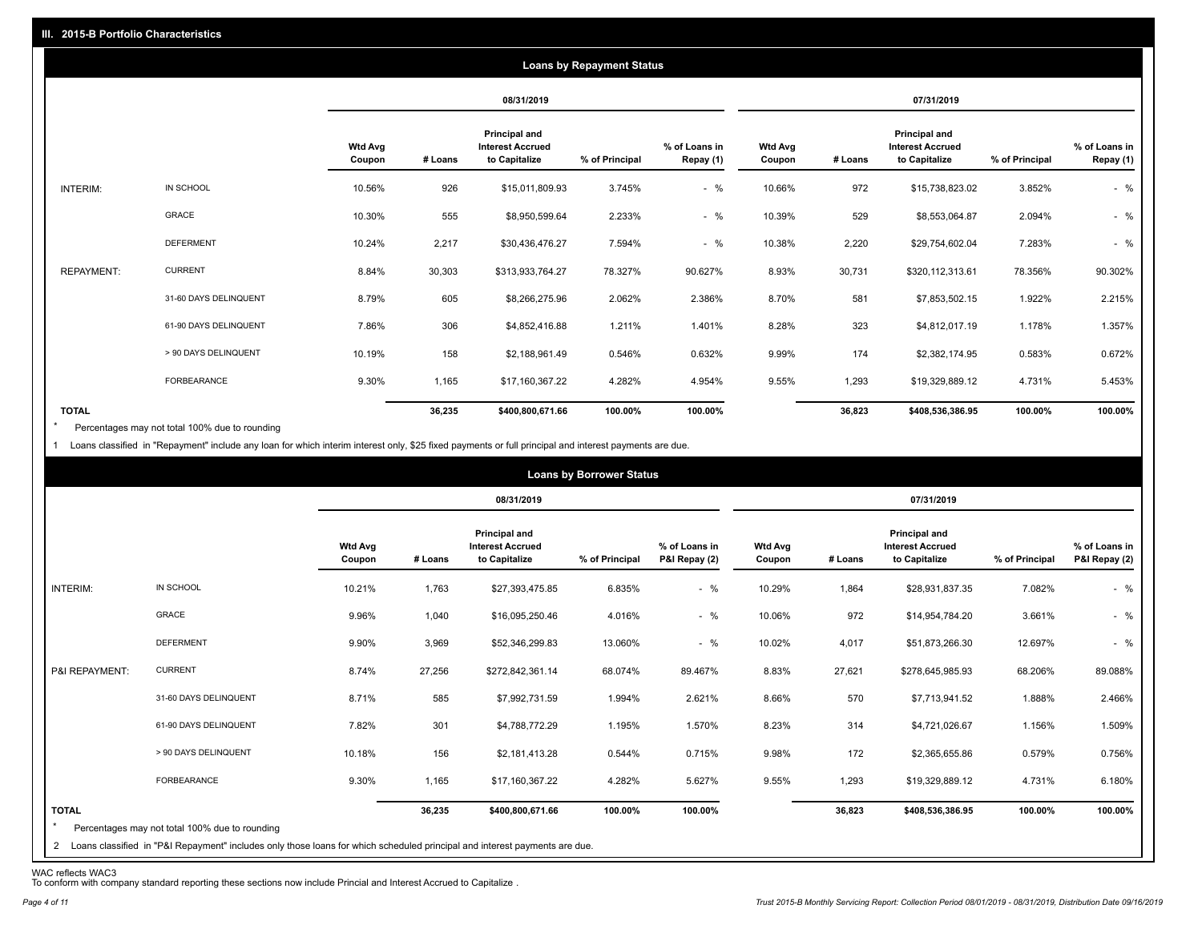## III. 2015-B Portfolio Characteristics

### Loans by Repayment Status

| | | 08/31/2019 | | | | | 07/31/2019 | | | | |
|---|---|---|---|---|---|---|---|---|---|---|---|
| | | Wtd Avg Coupon | # Loans | Principal and Interest Accrued to Capitalize | % of Principal | % of Loans in Repay (1) | Wtd Avg Coupon | # Loans | Principal and Interest Accrued to Capitalize | % of Principal | % of Loans in Repay (1) |
| INTERIM: | IN SCHOOL | 10.56% | 926 | $15,011,809.93 | 3.745% | - % | 10.66% | 972 | $15,738,823.02 | 3.852% | - % |
| | GRACE | 10.30% | 555 | $8,950,599.64 | 2.233% | - % | 10.39% | 529 | $8,553,064.87 | 2.094% | - % |
| | DEFERMENT | 10.24% | 2,217 | $30,436,476.27 | 7.594% | - % | 10.38% | 2,220 | $29,754,602.04 | 7.283% | - % |
| REPAYMENT: | CURRENT | 8.84% | 30,303 | $313,933,764.27 | 78.327% | 90.627% | 8.93% | 30,731 | $320,112,313.61 | 78.356% | 90.302% |
| | 31-60 DAYS DELINQUENT | 8.79% | 605 | $8,266,275.96 | 2.062% | 2.386% | 8.70% | 581 | $7,853,502.15 | 1.922% | 2.215% |
| | 61-90 DAYS DELINQUENT | 7.86% | 306 | $4,852,416.88 | 1.211% | 1.401% | 8.28% | 323 | $4,812,017.19 | 1.178% | 1.357% |
| | > 90 DAYS DELINQUENT | 10.19% | 158 | $2,188,961.49 | 0.546% | 0.632% | 9.99% | 174 | $2,382,174.95 | 0.583% | 0.672% |
| | FORBEARANCE | 9.30% | 1,165 | $17,160,367.22 | 4.282% | 4.954% | 9.55% | 1,293 | $19,329,889.12 | 4.731% | 5.453% |
| **TOTAL** | | | **36,235** | **$400,800,671.66** | **100.00%** | **100.00%** | | **36,823** | **$408,536,386.95** | **100.00%** | **100.00%** |

\* Percentages may not total 100% due to rounding

1 Loans classified in "Repayment" include any loan for which interim interest only, $25 fixed payments or full principal and interest payments are due.

### Loans by Borrower Status

| | | 08/31/2019 | | | | | 07/31/2019 | | | | |
|---|---|---|---|---|---|---|---|---|---|---|---|
| | | Wtd Avg Coupon | # Loans | Principal and Interest Accrued to Capitalize | % of Principal | % of Loans in P&I Repay (2) | Wtd Avg Coupon | # Loans | Principal and Interest Accrued to Capitalize | % of Principal | % of Loans in P&I Repay (2) |
| INTERIM: | IN SCHOOL | 10.21% | 1,763 | $27,393,475.85 | 6.835% | - % | 10.29% | 1,864 | $28,931,837.35 | 7.082% | - % |
| | GRACE | 9.96% | 1,040 | $16,095,250.46 | 4.016% | - % | 10.06% | 972 | $14,954,784.20 | 3.661% | - % |
| | DEFERMENT | 9.90% | 3,969 | $52,346,299.83 | 13.060% | - % | 10.02% | 4,017 | $51,873,266.30 | 12.697% | - % |
| P&I REPAYMENT: | CURRENT | 8.74% | 27,256 | $272,842,361.14 | 68.074% | 89.467% | 8.83% | 27,621 | $278,645,985.93 | 68.206% | 89.088% |
| | 31-60 DAYS DELINQUENT | 8.71% | 585 | $7,992,731.59 | 1.994% | 2.621% | 8.66% | 570 | $7,713,941.52 | 1.888% | 2.466% |
| | 61-90 DAYS DELINQUENT | 7.82% | 301 | $4,788,772.29 | 1.195% | 1.570% | 8.23% | 314 | $4,721,026.67 | 1.156% | 1.509% |
| | > 90 DAYS DELINQUENT | 10.18% | 156 | $2,181,413.28 | 0.544% | 0.715% | 9.98% | 172 | $2,365,655.86 | 0.579% | 0.756% |
| | FORBEARANCE | 9.30% | 1,165 | $17,160,367.22 | 4.282% | 5.627% | 9.55% | 1,293 | $19,329,889.12 | 4.731% | 6.180% |
| **TOTAL** | | | **36,235** | **$400,800,671.66** | **100.00%** | **100.00%** | | **36,823** | **$408,536,386.95** | **100.00%** | **100.00%** |

\* Percentages may not total 100% due to rounding

2 Loans classified in "P&I Repayment" includes only those loans for which scheduled principal and interest payments are due.

WAC reflects WAC3

To conform with company standard reporting these sections now include Princial and Interest Accrued to Capitalize .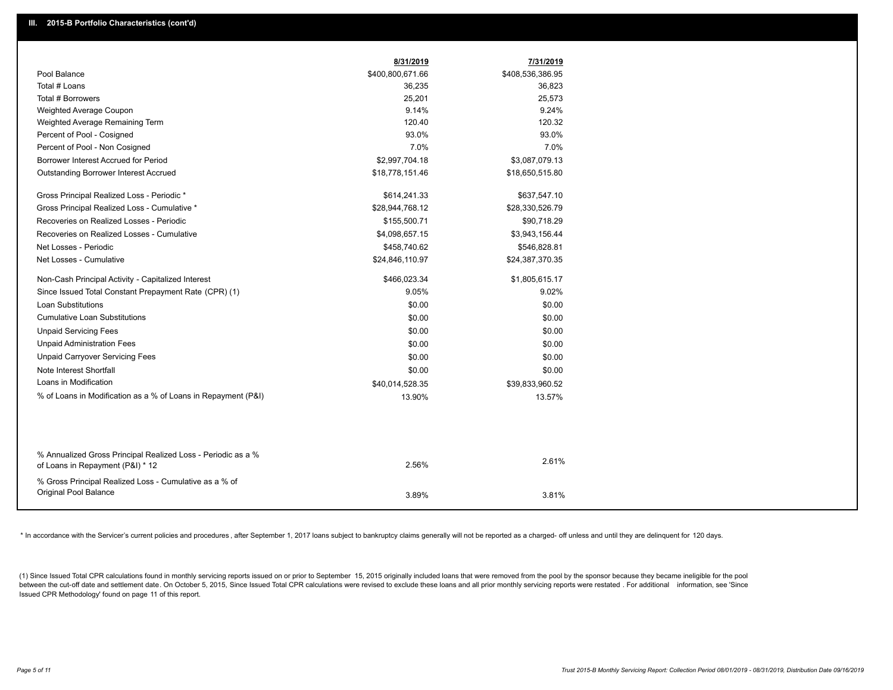## III. 2015-B Portfolio Characteristics (cont'd)

| | 8/31/2019 | 7/31/2019 |
|---|---|---|
| Pool Balance | $400,800,671.66 | $408,536,386.95 |
| Total # Loans | 36,235 | 36,823 |
| Total # Borrowers | 25,201 | 25,573 |
| Weighted Average Coupon | 9.14% | 9.24% |
| Weighted Average Remaining Term | 120.40 | 120.32 |
| Percent of Pool - Cosigned | 93.0% | 93.0% |
| Percent of Pool - Non Cosigned | 7.0% | 7.0% |
| Borrower Interest Accrued for Period | $2,997,704.18 | $3,087,079.13 |
| Outstanding Borrower Interest Accrued | $18,778,151.46 | $18,650,515.80 |
| Gross Principal Realized Loss - Periodic * | $614,241.33 | $637,547.10 |
| Gross Principal Realized Loss - Cumulative * | $28,944,768.12 | $28,330,526.79 |
| Recoveries on Realized Losses - Periodic | $155,500.71 | $90,718.29 |
| Recoveries on Realized Losses - Cumulative | $4,098,657.15 | $3,943,156.44 |
| Net Losses - Periodic | $458,740.62 | $546,828.81 |
| Net Losses - Cumulative | $24,846,110.97 | $24,387,370.35 |
| Non-Cash Principal Activity - Capitalized Interest | $466,023.34 | $1,805,615.17 |
| Since Issued Total Constant Prepayment Rate (CPR) (1) | 9.05% | 9.02% |
| Loan Substitutions | $0.00 | $0.00 |
| Cumulative Loan Substitutions | $0.00 | $0.00 |
| Unpaid Servicing Fees | $0.00 | $0.00 |
| Unpaid Administration Fees | $0.00 | $0.00 |
| Unpaid Carryover Servicing Fees | $0.00 | $0.00 |
| Note Interest Shortfall | $0.00 | $0.00 |
| Loans in Modification | $40,014,528.35 | $39,833,960.52 |
| % of Loans in Modification as a % of Loans in Repayment (P&I) | 13.90% | 13.57% |
| % Annualized Gross Principal Realized Loss - Periodic as a % of Loans in Repayment (P&I) * 12 | 2.56% | 2.61% |
| % Gross Principal Realized Loss - Cumulative as a % of Original Pool Balance | 3.89% | 3.81% |

* In accordance with the Servicer's current policies and procedures, after September 1, 2017 loans subject to bankruptcy claims generally will not be reported as a charged- off unless and until they are delinquent for 120 days.

(1) Since Issued Total CPR calculations found in monthly servicing reports issued on or prior to September 15, 2015 originally included loans that were removed from the pool by the sponsor because they became ineligible for the pool between the cut-off date and settlement date. On October 5, 2015, Since Issued Total CPR calculations were revised to exclude these loans and all prior monthly servicing reports were restated . For additional information, see 'Since Issued CPR Methodology' found on page 11 of this report.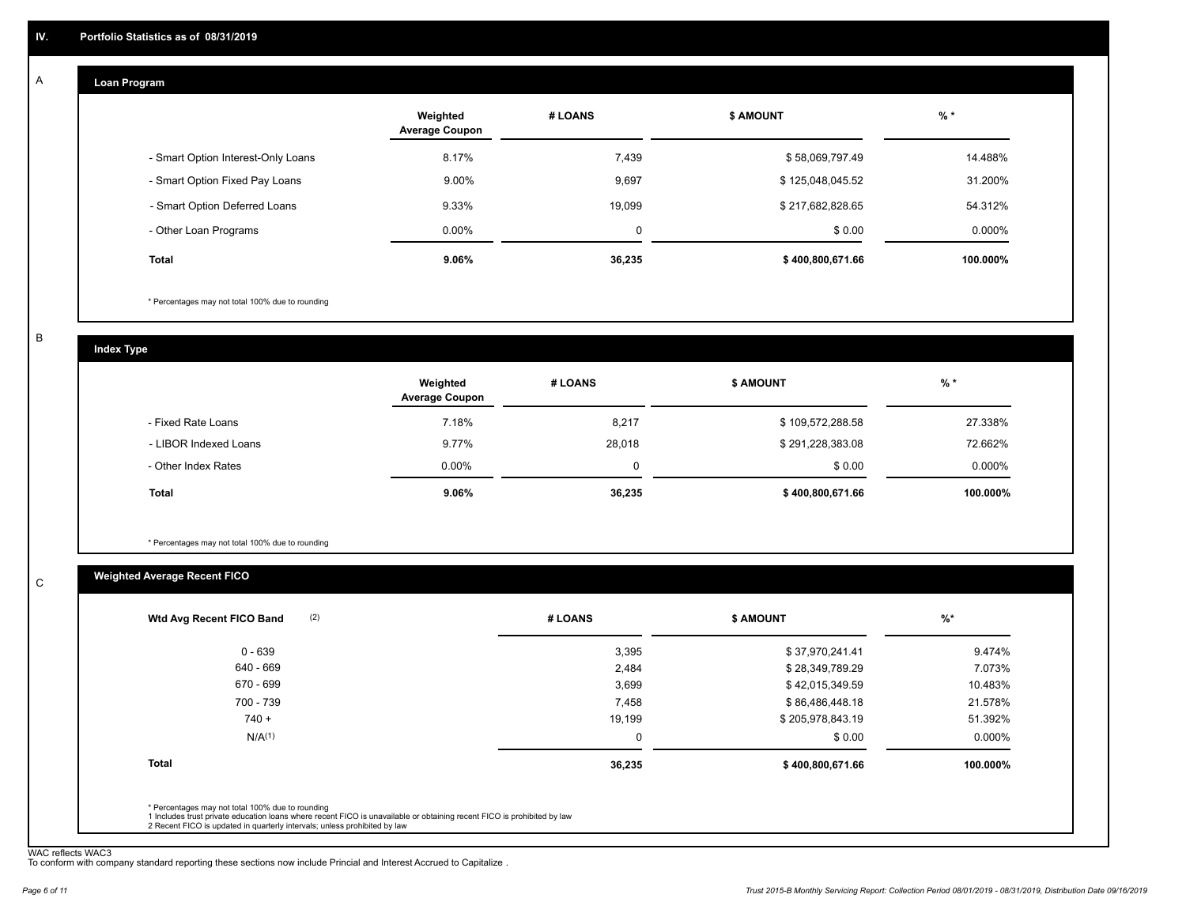## IV. Portfolio Statistics as of 08/31/2019

### A — Loan Program

| | Weighted Average Coupon | # LOANS | $ AMOUNT | % * |
|---|---|---|---|---|
| - Smart Option Interest-Only Loans | 8.17% | 7,439 | $ 58,069,797.49 | 14.488% |
| - Smart Option Fixed Pay Loans | 9.00% | 9,697 | $ 125,048,045.52 | 31.200% |
| - Smart Option Deferred Loans | 9.33% | 19,099 | $ 217,682,828.65 | 54.312% |
| - Other Loan Programs | 0.00% | 0 | $ 0.00 | 0.000% |
| **Total** | **9.06%** | **36,235** | **$ 400,800,671.66** | **100.000%** |

\* Percentages may not total 100% due to rounding

### B — Index Type

| | Weighted Average Coupon | # LOANS | $ AMOUNT | % * |
|---|---|---|---|---|
| - Fixed Rate Loans | 7.18% | 8,217 | $ 109,572,288.58 | 27.338% |
| - LIBOR Indexed Loans | 9.77% | 28,018 | $ 291,228,383.08 | 72.662% |
| - Other Index Rates | 0.00% | 0 | $ 0.00 | 0.000% |
| **Total** | **9.06%** | **36,235** | **$ 400,800,671.66** | **100.000%** |

\* Percentages may not total 100% due to rounding

### C — Weighted Average Recent FICO

| Wtd Avg Recent FICO Band (2) | # LOANS | $ AMOUNT | %* |
|---|---|---|---|
| 0 - 639 | 3,395 | $ 37,970,241.41 | 9.474% |
| 640 - 669 | 2,484 | $ 28,349,789.29 | 7.073% |
| 670 - 699 | 3,699 | $ 42,015,349.59 | 10.483% |
| 700 - 739 | 7,458 | $ 86,486,448.18 | 21.578% |
| 740 + | 19,199 | $ 205,978,843.19 | 51.392% |
| N/A(1) | 0 | $ 0.00 | 0.000% |
| **Total** | **36,235** | **$ 400,800,671.66** | **100.000%** |

\* Percentages may not total 100% due to rounding
1 Includes trust private education loans where recent FICO is unavailable or obtaining recent FICO is prohibited by law
2 Recent FICO is updated in quarterly intervals; unless prohibited by law

WAC reflects WAC3
To conform with company standard reporting these sections now include Princial and Interest Accrued to Capitalize .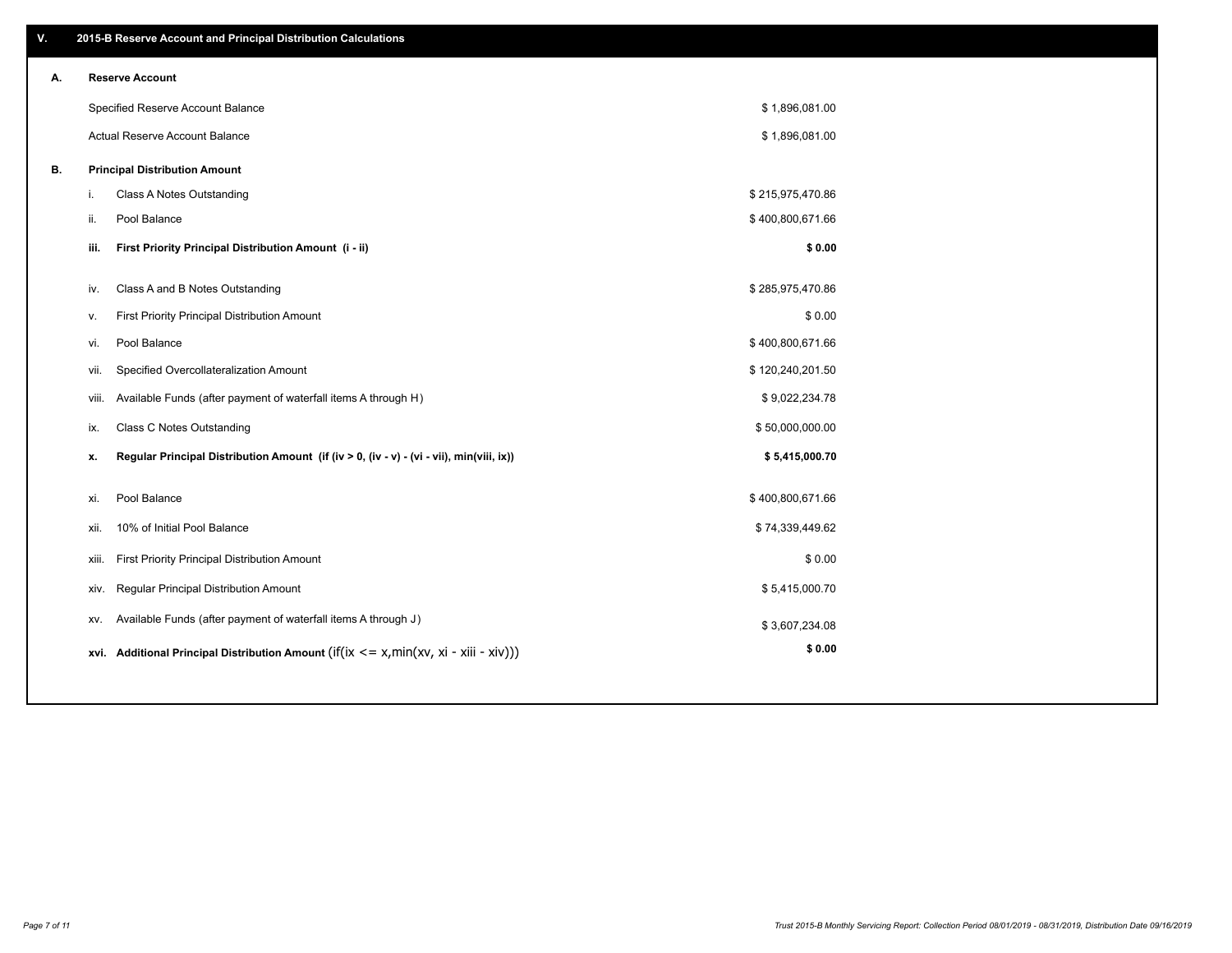## V. 2015-B Reserve Account and Principal Distribution Calculations

### A. Reserve Account

| | |
|---|---|
| Specified Reserve Account Balance | $ 1,896,081.00 |
| Actual Reserve Account Balance | $ 1,896,081.00 |

### B. Principal Distribution Amount

| | | |
|---|---|---|
| i. | Class A Notes Outstanding | $ 215,975,470.86 |
| ii. | Pool Balance | $ 400,800,671.66 |
| **iii.** | **First Priority Principal Distribution Amount (i - ii)** | **$ 0.00** |
| iv. | Class A and B Notes Outstanding | $ 285,975,470.86 |
| v. | First Priority Principal Distribution Amount | $ 0.00 |
| vi. | Pool Balance | $ 400,800,671.66 |
| vii. | Specified Overcollateralization Amount | $ 120,240,201.50 |
| viii. | Available Funds (after payment of waterfall items A through H) | $ 9,022,234.78 |
| ix. | Class C Notes Outstanding | $ 50,000,000.00 |
| **x.** | **Regular Principal Distribution Amount (if (iv > 0, (iv - v) - (vi - vii), min(viii, ix))** | **$ 5,415,000.70** |
| xi. | Pool Balance | $ 400,800,671.66 |
| xii. | 10% of Initial Pool Balance | $ 74,339,449.62 |
| xiii. | First Priority Principal Distribution Amount | $ 0.00 |
| xiv. | Regular Principal Distribution Amount | $ 5,415,000.70 |
| xv. | Available Funds (after payment of waterfall items A through J) | $ 3,607,234.08 |
| **xvi.** | **Additional Principal Distribution Amount** (if(ix <= x,min(xv, xi - xiii - xiv))) | **$ 0.00** |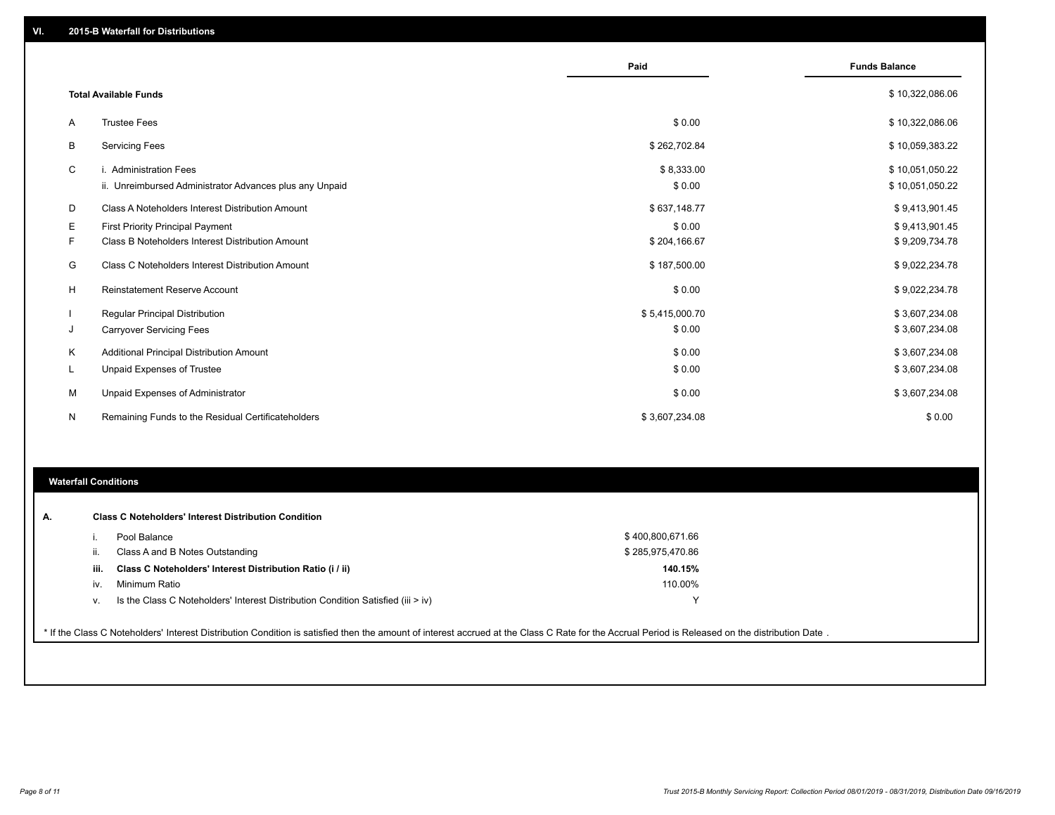## VI. 2015-B Waterfall for Distributions

| | | Paid | Funds Balance |
|---|---|---|---|
| | **Total Available Funds** | | $ 10,322,086.06 |
| A | Trustee Fees | $ 0.00 | $ 10,322,086.06 |
| B | Servicing Fees | $ 262,702.84 | $ 10,059,383.22 |
| C | i. Administration Fees | $ 8,333.00 | $ 10,051,050.22 |
| | ii. Unreimbursed Administrator Advances plus any Unpaid | $ 0.00 | $ 10,051,050.22 |
| D | Class A Noteholders Interest Distribution Amount | $ 637,148.77 | $ 9,413,901.45 |
| E | First Priority Principal Payment | $ 0.00 | $ 9,413,901.45 |
| F | Class B Noteholders Interest Distribution Amount | $ 204,166.67 | $ 9,209,734.78 |
| G | Class C Noteholders Interest Distribution Amount | $ 187,500.00 | $ 9,022,234.78 |
| H | Reinstatement Reserve Account | $ 0.00 | $ 9,022,234.78 |
| I | Regular Principal Distribution | $ 5,415,000.70 | $ 3,607,234.08 |
| J | Carryover Servicing Fees | $ 0.00 | $ 3,607,234.08 |
| K | Additional Principal Distribution Amount | $ 0.00 | $ 3,607,234.08 |
| L | Unpaid Expenses of Trustee | $ 0.00 | $ 3,607,234.08 |
| M | Unpaid Expenses of Administrator | $ 0.00 | $ 3,607,234.08 |
| N | Remaining Funds to the Residual Certificateholders | $ 3,607,234.08 | $ 0.00 |

## Waterfall Conditions

**A. Class C Noteholders' Interest Distribution Condition**

| | | |
|---|---|---|
| i. | Pool Balance | $ 400,800,671.66 |
| ii. | Class A and B Notes Outstanding | $ 285,975,470.86 |
| **iii.** | **Class C Noteholders' Interest Distribution Ratio (i / ii)** | **140.15%** |
| iv. | Minimum Ratio | 110.00% |
| v. | Is the Class C Noteholders' Interest Distribution Condition Satisfied (iii > iv) | Y |

* If the Class C Noteholders' Interest Distribution Condition is satisfied then the amount of interest accrued at the Class C Rate for the Accrual Period is Released on the distribution Date .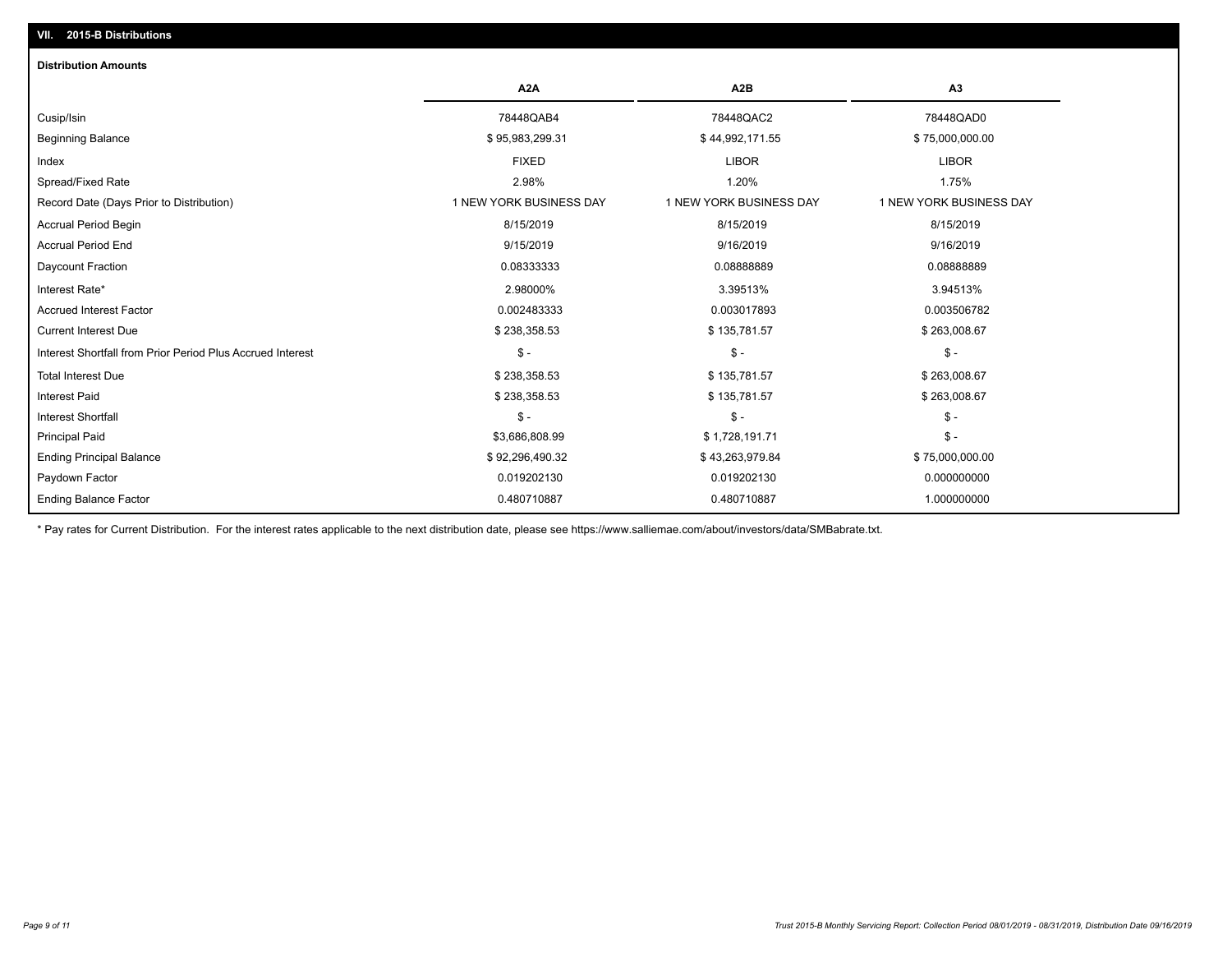## VII. 2015-B Distributions

### Distribution Amounts

| | A2A | A2B | A3 |
|---|---|---|---|
| Cusip/Isin | 78448QAB4 | 78448QAC2 | 78448QAD0 |
| Beginning Balance | $ 95,983,299.31 | $ 44,992,171.55 | $ 75,000,000.00 |
| Index | FIXED | LIBOR | LIBOR |
| Spread/Fixed Rate | 2.98% | 1.20% | 1.75% |
| Record Date (Days Prior to Distribution) | 1 NEW YORK BUSINESS DAY | 1 NEW YORK BUSINESS DAY | 1 NEW YORK BUSINESS DAY |
| Accrual Period Begin | 8/15/2019 | 8/15/2019 | 8/15/2019 |
| Accrual Period End | 9/15/2019 | 9/16/2019 | 9/16/2019 |
| Daycount Fraction | 0.08333333 | 0.08888889 | 0.08888889 |
| Interest Rate* | 2.98000% | 3.39513% | 3.94513% |
| Accrued Interest Factor | 0.002483333 | 0.003017893 | 0.003506782 |
| Current Interest Due | $ 238,358.53 | $ 135,781.57 | $ 263,008.67 |
| Interest Shortfall from Prior Period Plus Accrued Interest | $ - | $ - | $ - |
| Total Interest Due | $ 238,358.53 | $ 135,781.57 | $ 263,008.67 |
| Interest Paid | $ 238,358.53 | $ 135,781.57 | $ 263,008.67 |
| Interest Shortfall | $ - | $ - | $ - |
| Principal Paid | $3,686,808.99 | $ 1,728,191.71 | $ - |
| Ending Principal Balance | $ 92,296,490.32 | $ 43,263,979.84 | $ 75,000,000.00 |
| Paydown Factor | 0.019202130 | 0.019202130 | 0.000000000 |
| Ending Balance Factor | 0.480710887 | 0.480710887 | 1.000000000 |

* Pay rates for Current Distribution. For the interest rates applicable to the next distribution date, please see https://www.salliemae.com/about/investors/data/SMBabrate.txt.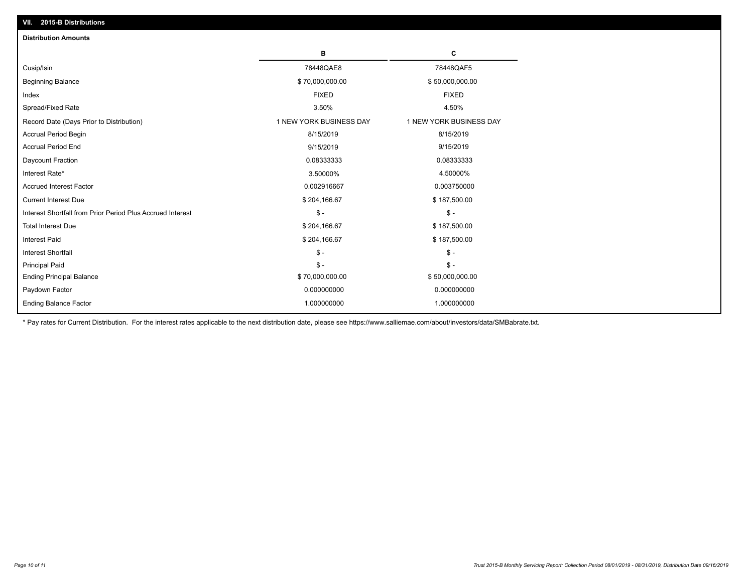## VII. 2015-B Distributions

### Distribution Amounts

| | B | C |
|---|---|---|
| Cusip/Isin | 78448QAE8 | 78448QAF5 |
| Beginning Balance | $ 70,000,000.00 | $ 50,000,000.00 |
| Index | FIXED | FIXED |
| Spread/Fixed Rate | 3.50% | 4.50% |
| Record Date (Days Prior to Distribution) | 1 NEW YORK BUSINESS DAY | 1 NEW YORK BUSINESS DAY |
| Accrual Period Begin | 8/15/2019 | 8/15/2019 |
| Accrual Period End | 9/15/2019 | 9/15/2019 |
| Daycount Fraction | 0.08333333 | 0.08333333 |
| Interest Rate* | 3.50000% | 4.50000% |
| Accrued Interest Factor | 0.002916667 | 0.003750000 |
| Current Interest Due | $ 204,166.67 | $ 187,500.00 |
| Interest Shortfall from Prior Period Plus Accrued Interest | $ - | $ - |
| Total Interest Due | $ 204,166.67 | $ 187,500.00 |
| Interest Paid | $ 204,166.67 | $ 187,500.00 |
| Interest Shortfall | $ - | $ - |
| Principal Paid | $ - | $ - |
| Ending Principal Balance | $ 70,000,000.00 | $ 50,000,000.00 |
| Paydown Factor | 0.000000000 | 0.000000000 |
| Ending Balance Factor | 1.000000000 | 1.000000000 |

* Pay rates for Current Distribution. For the interest rates applicable to the next distribution date, please see https://www.salliemae.com/about/investors/data/SMBabrate.txt.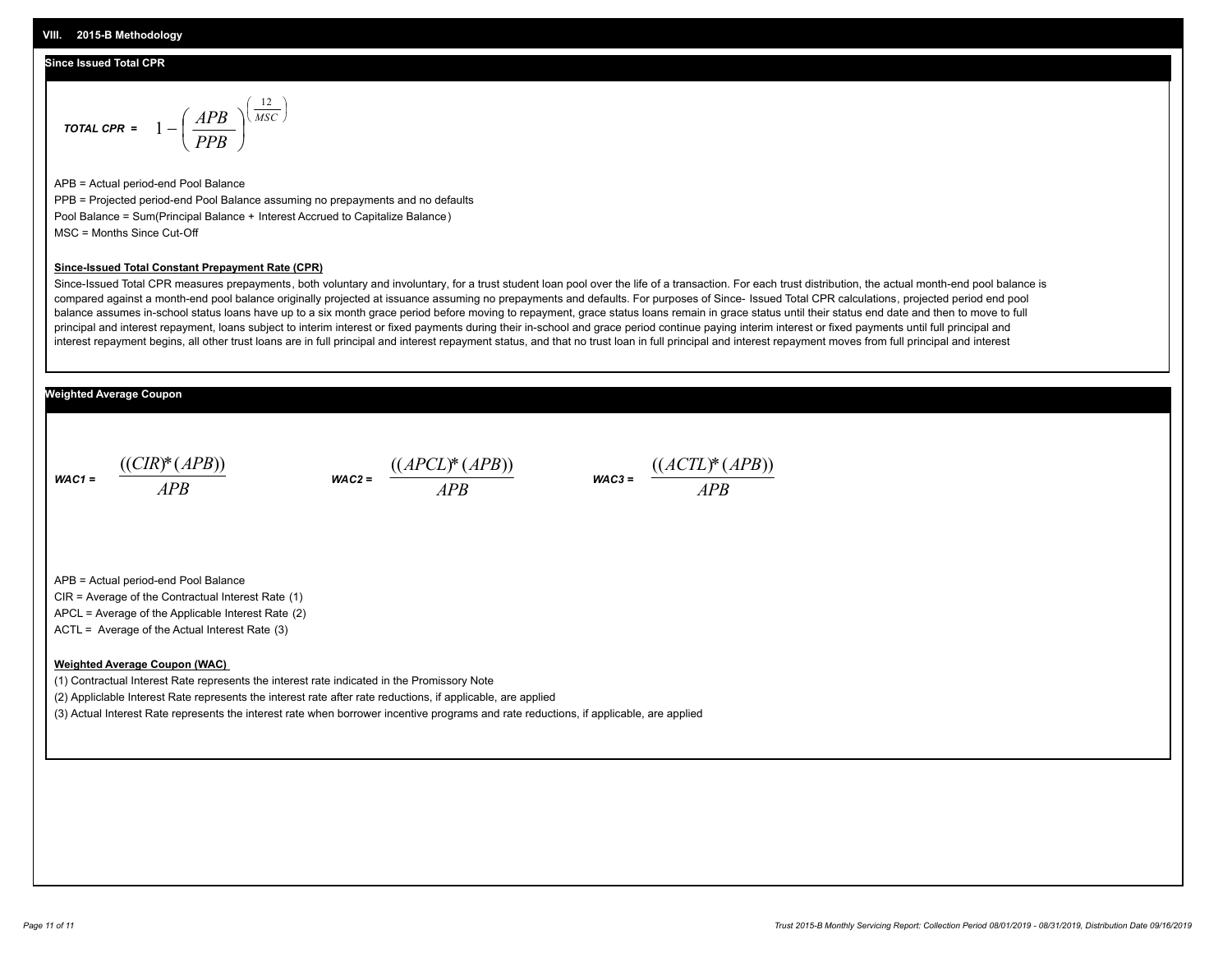## VIII. 2015-B Methodology

### Since Issued Total CPR

$$TOTAL\ CPR = 1 - \left(\frac{APB}{PPB}\right)^{\left(\frac{12}{MSC}\right)}$$

APB = Actual period-end Pool Balance

PPB = Projected period-end Pool Balance assuming no prepayments and no defaults

Pool Balance = Sum(Principal Balance + Interest Accrued to Capitalize Balance)

MSC = Months Since Cut-Off

**Since-Issued Total Constant Prepayment Rate (CPR)**

Since-Issued Total CPR measures prepayments, both voluntary and involuntary, for a trust student loan pool over the life of a transaction. For each trust distribution, the actual month-end pool balance is compared against a month-end pool balance originally projected at issuance assuming no prepayments and defaults. For purposes of Since- Issued Total CPR calculations, projected period end pool balance assumes in-school status loans have up to a six month grace period before moving to repayment, grace status loans remain in grace status until their status end date and then to move to full principal and interest repayment, loans subject to interim interest or fixed payments during their in-school and grace period continue paying interim interest or fixed payments until full principal and interest repayment begins, all other trust loans are in full principal and interest repayment status, and that no trust loan in full principal and interest repayment moves from full principal and interest

### Weighted Average Coupon

$$WAC1 = \frac{((CIR)*(APB))}{APB} \qquad WAC2 = \frac{((APCL)*(APB))}{APB} \qquad WAC3 = \frac{((ACTL)*(APB))}{APB}$$

APB = Actual period-end Pool Balance

CIR = Average of the Contractual Interest Rate (1)

APCL = Average of the Applicable Interest Rate (2)

ACTL = Average of the Actual Interest Rate (3)

**Weighted Average Coupon (WAC)**

(1) Contractual Interest Rate represents the interest rate indicated in the Promissory Note

(2) Appliclable Interest Rate represents the interest rate after rate reductions, if applicable, are applied

(3) Actual Interest Rate represents the interest rate when borrower incentive programs and rate reductions, if applicable, are applied